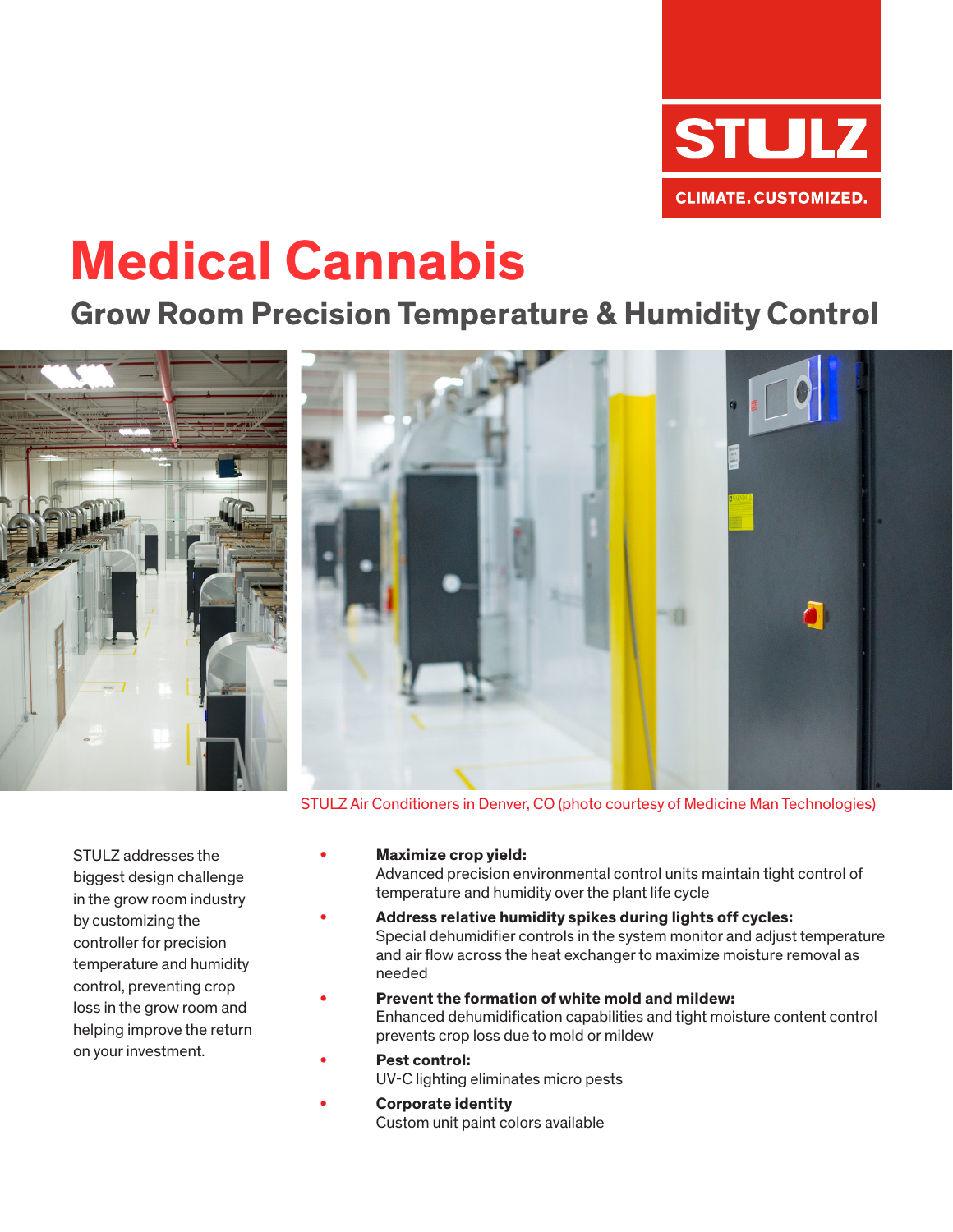STULZ

CLIMATE. CUSTOMIZED.

# Medical Cannabis

## Grow Room Precision Temperature & Humidity Control

STULZ Air Conditioners in Denver, CO (photo courtesy of Medicine Man Technologies)

STULZ addresses the biggest design challenge in the grow room industry by customizing the controller for precision temperature and humidity control, preventing crop loss in the grow room and helping improve the return on your investment.

- **Maximize crop yield:**
  Advanced precision environmental control units maintain tight control of temperature and humidity over the plant life cycle
- **Address relative humidity spikes during lights off cycles:**
  Special dehumidifier controls in the system monitor and adjust temperature and air flow across the heat exchanger to maximize moisture removal as needed
- **Prevent the formation of white mold and mildew:**
  Enhanced dehumidification capabilities and tight moisture content control prevents crop loss due to mold or mildew
- **Pest control:**
  UV-C lighting eliminates micro pests
- **Corporate identity**
  Custom unit paint colors available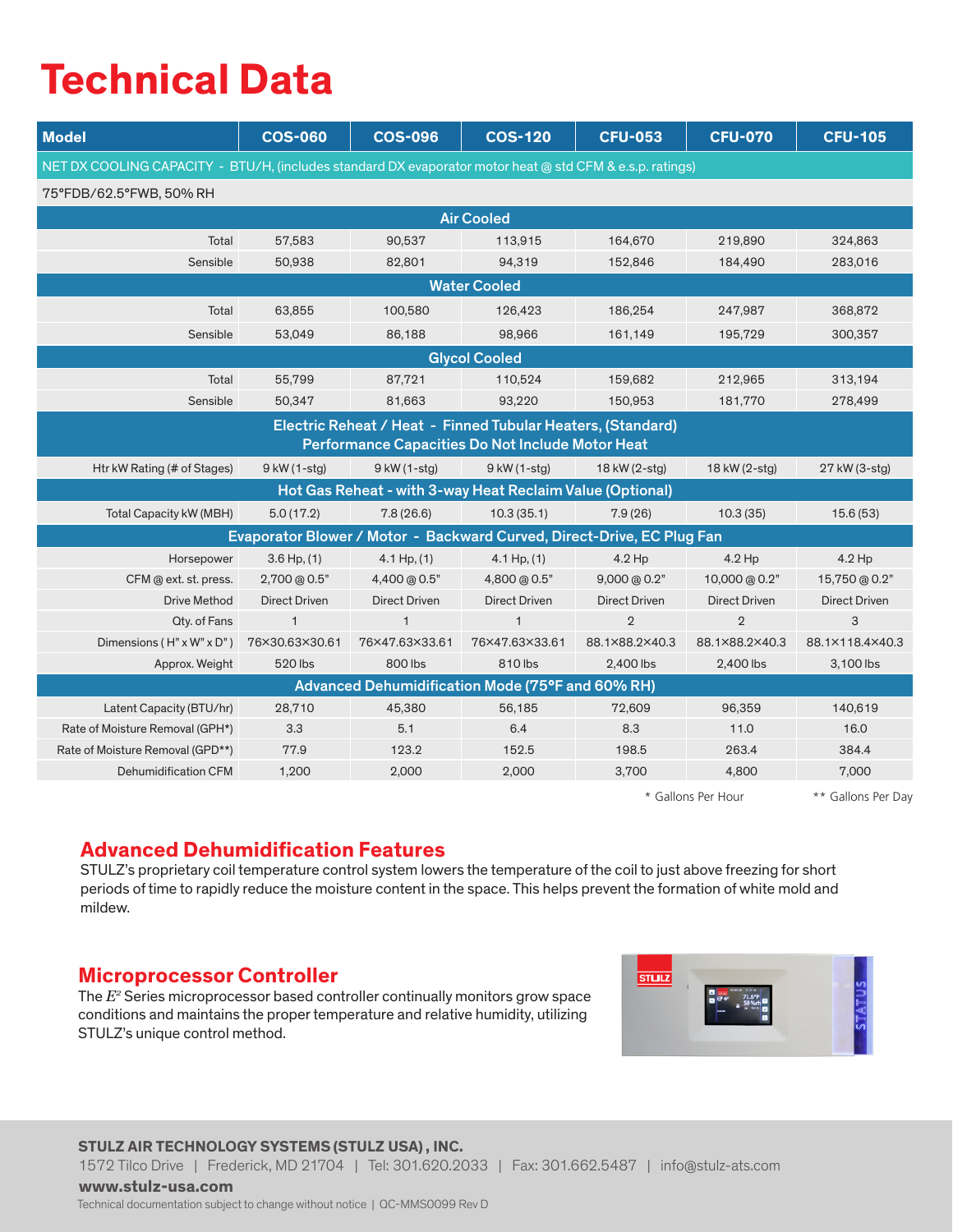# Technical Data

| Model | COS-060 | COS-096 | COS-120 | CFU-053 | CFU-070 | CFU-105 |
|---|---|---|---|---|---|---|
| NET DX COOLING CAPACITY - BTU/H, (includes standard DX evaporator motor heat @ std CFM & e.s.p. ratings) | | | | | | |
| 75°FDB/62.5°FWB, 50% RH | | | | | | |
| **Air Cooled** | | | | | | |
| Total | 57,583 | 90,537 | 113,915 | 164,670 | 219,890 | 324,863 |
| Sensible | 50,938 | 82,801 | 94,319 | 152,846 | 184,490 | 283,016 |
| **Water Cooled** | | | | | | |
| Total | 63,855 | 100,580 | 126,423 | 186,254 | 247,987 | 368,872 |
| Sensible | 53,049 | 86,188 | 98,966 | 161,149 | 195,729 | 300,357 |
| **Glycol Cooled** | | | | | | |
| Total | 55,799 | 87,721 | 110,524 | 159,682 | 212,965 | 313,194 |
| Sensible | 50,347 | 81,663 | 93,220 | 150,953 | 181,770 | 278,499 |
| **Electric Reheat / Heat - Finned Tubular Heaters, (Standard) Performance Capacities Do Not Include Motor Heat** | | | | | | |
| Htr kW Rating (# of Stages) | 9 kW (1-stg) | 9 kW (1-stg) | 9 kW (1-stg) | 18 kW (2-stg) | 18 kW (2-stg) | 27 kW (3-stg) |
| **Hot Gas Reheat - with 3-way Heat Reclaim Value (Optional)** | | | | | | |
| Total Capacity kW (MBH) | 5.0 (17.2) | 7.8 (26.6) | 10.3 (35.1) | 7.9 (26) | 10.3 (35) | 15.6 (53) |
| **Evaporator Blower / Motor - Backward Curved, Direct-Drive, EC Plug Fan** | | | | | | |
| Horsepower | 3.6 Hp, (1) | 4.1 Hp, (1) | 4.1 Hp, (1) | 4.2 Hp | 4.2 Hp | 4.2 Hp |
| CFM @ ext. st. press. | 2,700 @ 0.5" | 4,400 @ 0.5" | 4,800 @ 0.5" | 9,000 @ 0.2" | 10,000 @ 0.2" | 15,750 @ 0.2" |
| Drive Method | Direct Driven | Direct Driven | Direct Driven | Direct Driven | Direct Driven | Direct Driven |
| Qty. of Fans | 1 | 1 | 1 | 2 | 2 | 3 |
| Dimensions ( H" x W" x D" ) | 76×30.63×30.61 | 76×47.63×33.61 | 76×47.63×33.61 | 88.1×88.2×40.3 | 88.1×88.2×40.3 | 88.1×118.4×40.3 |
| Approx. Weight | 520 lbs | 800 lbs | 810 lbs | 2,400 lbs | 2,400 lbs | 3,100 lbs |
| **Advanced Dehumidification Mode (75°F and 60% RH)** | | | | | | |
| Latent Capacity (BTU/hr) | 28,710 | 45,380 | 56,185 | 72,609 | 96,359 | 140,619 |
| Rate of Moisture Removal (GPH*) | 3.3 | 5.1 | 6.4 | 8.3 | 11.0 | 16.0 |
| Rate of Moisture Removal (GPD**) | 77.9 | 123.2 | 152.5 | 198.5 | 263.4 | 384.4 |
| Dehumidification CFM | 1,200 | 2,000 | 2,000 | 3,700 | 4,800 | 7,000 |

\* Gallons Per Hour  ** Gallons Per Day

## Advanced Dehumidification Features

STULZ's proprietary coil temperature control system lowers the temperature of the coil to just above freezing for short periods of time to rapidly reduce the moisture content in the space. This helps prevent the formation of white mold and mildew.

## Microprocessor Controller

The $E^2$ Series microprocessor based controller continually monitors grow space conditions and maintains the proper temperature and relative humidity, utilizing STULZ's unique control method.

**STULZ AIR TECHNOLOGY SYSTEMS (STULZ USA), INC.**
1572 Tilco Drive | Frederick, MD 21704 | Tel: 301.620.2033 | Fax: 301.662.5487 | info@stulz-ats.com
**www.stulz-usa.com**
Technical documentation subject to change without notice | QC-MMS0099 Rev D